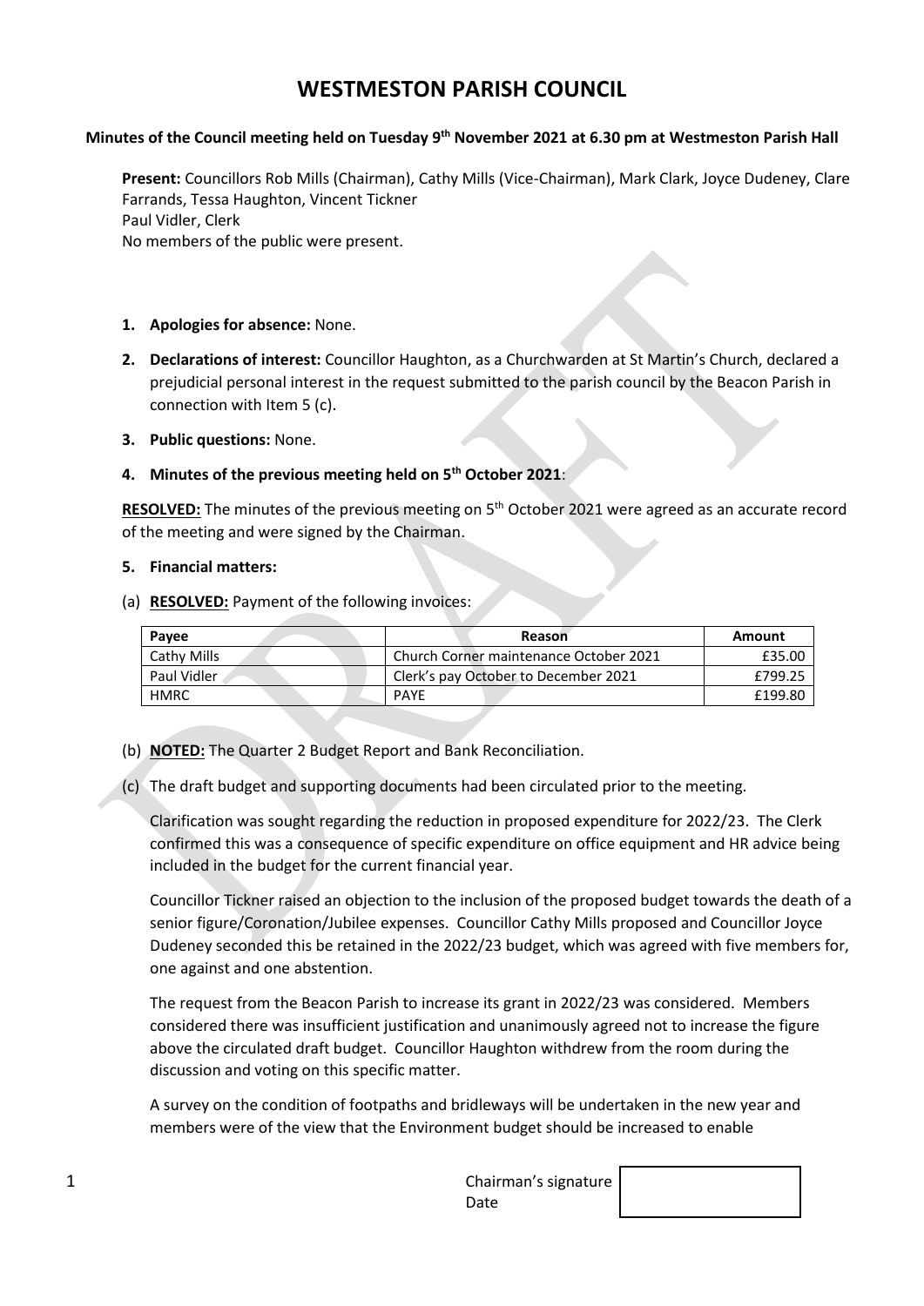# WESTMESTON PARISH COUNCIL

**Minutes of the Council meeting held on Tuesday 9th November 2021 at 6.30 pm at Westmeston Parish Hall**

**Present:** Councillors Rob Mills (Chairman), Cathy Mills (Vice-Chairman), Mark Clark, Joyce Dudeney, Clare Farrands, Tessa Haughton, Vincent Tickner
Paul Vidler, Clerk
No members of the public were present.

1. **Apologies for absence:** None.
2. **Declarations of interest:** Councillor Haughton, as a Churchwarden at St Martin's Church, declared a prejudicial personal interest in the request submitted to the parish council by the Beacon Parish in connection with Item 5 (c).
3. **Public questions:** None.
4. **Minutes of the previous meeting held on 5th October 2021**:

**RESOLVED:** The minutes of the previous meeting on 5th October 2021 were agreed as an accurate record of the meeting and were signed by the Chairman.

5. **Financial matters:**

(a) **RESOLVED:** Payment of the following invoices:

| Payee | Reason | Amount |
|---|---|---|
| Cathy Mills | Church Corner maintenance October 2021 | £35.00 |
| Paul Vidler | Clerk's pay October to December 2021 | £799.25 |
| HMRC | PAYE | £199.80 |

(b) **NOTED:** The Quarter 2 Budget Report and Bank Reconciliation.

(c) The draft budget and supporting documents had been circulated prior to the meeting.

Clarification was sought regarding the reduction in proposed expenditure for 2022/23. The Clerk confirmed this was a consequence of specific expenditure on office equipment and HR advice being included in the budget for the current financial year.

Councillor Tickner raised an objection to the inclusion of the proposed budget towards the death of a senior figure/Coronation/Jubilee expenses. Councillor Cathy Mills proposed and Councillor Joyce Dudeney seconded this be retained in the 2022/23 budget, which was agreed with five members for, one against and one abstention.

The request from the Beacon Parish to increase its grant in 2022/23 was considered. Members considered there was insufficient justification and unanimously agreed not to increase the figure above the circulated draft budget. Councillor Haughton withdrew from the room during the discussion and voting on this specific matter.

A survey on the condition of footpaths and bridleways will be undertaken in the new year and members were of the view that the Environment budget should be increased to enable

Chairman's signature
Date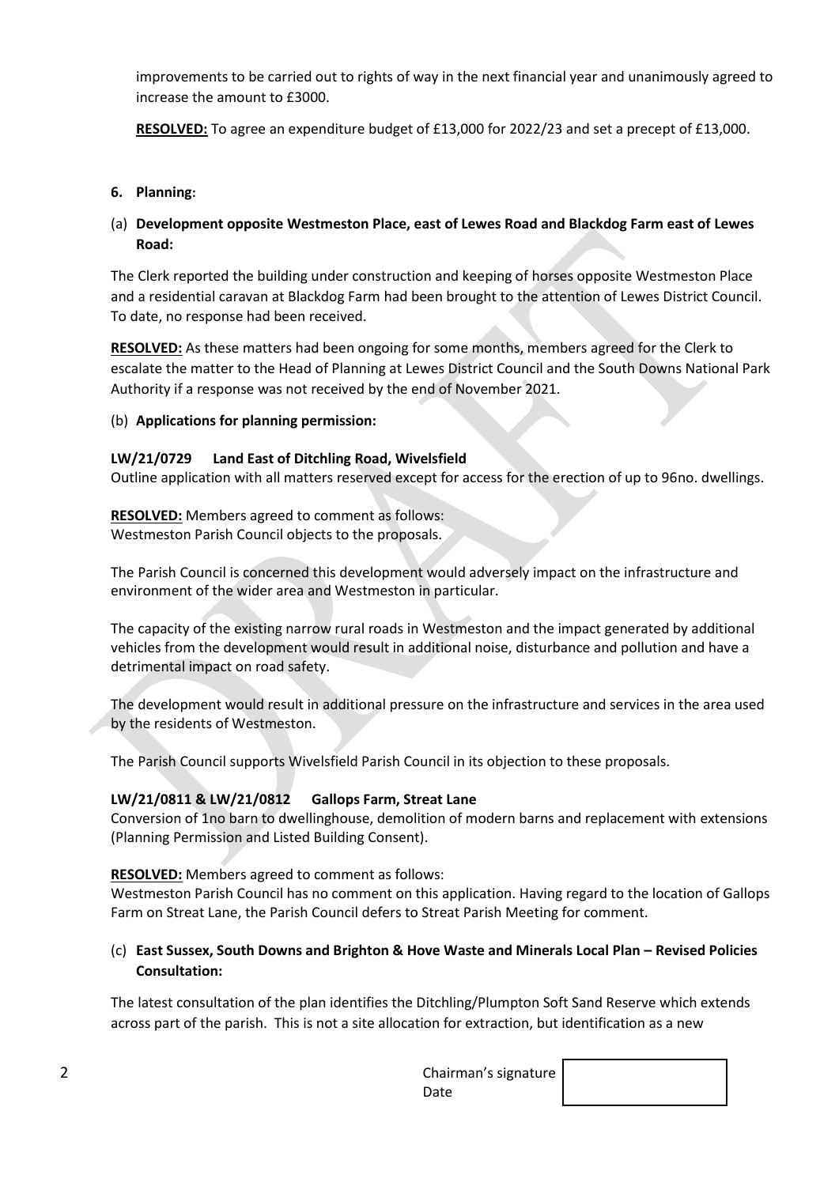improvements to be carried out to rights of way in the next financial year and unanimously agreed to increase the amount to £3000.

**RESOLVED:** To agree an expenditure budget of £13,000 for 2022/23 and set a precept of £13,000.

**6. Planning:**

(a) **Development opposite Westmeston Place, east of Lewes Road and Blackdog Farm east of Lewes Road:**

The Clerk reported the building under construction and keeping of horses opposite Westmeston Place and a residential caravan at Blackdog Farm had been brought to the attention of Lewes District Council. To date, no response had been received.

**RESOLVED:** As these matters had been ongoing for some months, members agreed for the Clerk to escalate the matter to the Head of Planning at Lewes District Council and the South Downs National Park Authority if a response was not received by the end of November 2021.

(b) **Applications for planning permission:**

**LW/21/0729 Land East of Ditchling Road, Wivelsfield**
Outline application with all matters reserved except for access for the erection of up to 96no. dwellings.

**RESOLVED:** Members agreed to comment as follows:
Westmeston Parish Council objects to the proposals.

The Parish Council is concerned this development would adversely impact on the infrastructure and environment of the wider area and Westmeston in particular.

The capacity of the existing narrow rural roads in Westmeston and the impact generated by additional vehicles from the development would result in additional noise, disturbance and pollution and have a detrimental impact on road safety.

The development would result in additional pressure on the infrastructure and services in the area used by the residents of Westmeston.

The Parish Council supports Wivelsfield Parish Council in its objection to these proposals.

**LW/21/0811 & LW/21/0812 Gallops Farm, Streat Lane**
Conversion of 1no barn to dwellinghouse, demolition of modern barns and replacement with extensions (Planning Permission and Listed Building Consent).

**RESOLVED:** Members agreed to comment as follows:
Westmeston Parish Council has no comment on this application. Having regard to the location of Gallops Farm on Streat Lane, the Parish Council defers to Streat Parish Meeting for comment.

(c) **East Sussex, South Downs and Brighton & Hove Waste and Minerals Local Plan – Revised Policies Consultation:**

The latest consultation of the plan identifies the Ditchling/Plumpton Soft Sand Reserve which extends across part of the parish. This is not a site allocation for extraction, but identification as a new

Chairman's signature
Date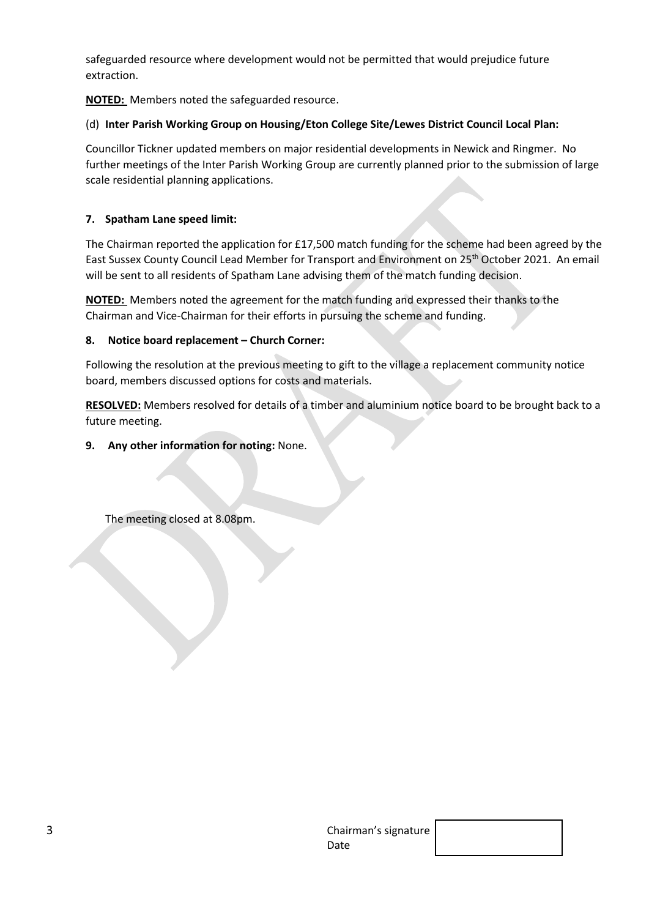safeguarded resource where development would not be permitted that would prejudice future extraction.

**NOTED:** Members noted the safeguarded resource.

(d) **Inter Parish Working Group on Housing/Eton College Site/Lewes District Council Local Plan:**

Councillor Tickner updated members on major residential developments in Newick and Ringmer. No further meetings of the Inter Parish Working Group are currently planned prior to the submission of large scale residential planning applications.

**7. Spatham Lane speed limit:**

The Chairman reported the application for £17,500 match funding for the scheme had been agreed by the East Sussex County Council Lead Member for Transport and Environment on 25th October 2021. An email will be sent to all residents of Spatham Lane advising them of the match funding decision.

**NOTED:** Members noted the agreement for the match funding and expressed their thanks to the Chairman and Vice-Chairman for their efforts in pursuing the scheme and funding.

**8. Notice board replacement – Church Corner:**

Following the resolution at the previous meeting to gift to the village a replacement community notice board, members discussed options for costs and materials.

**RESOLVED:** Members resolved for details of a timber and aluminium notice board to be brought back to a future meeting.

**9. Any other information for noting:** None.

The meeting closed at 8.08pm.

Chairman's signature

Date